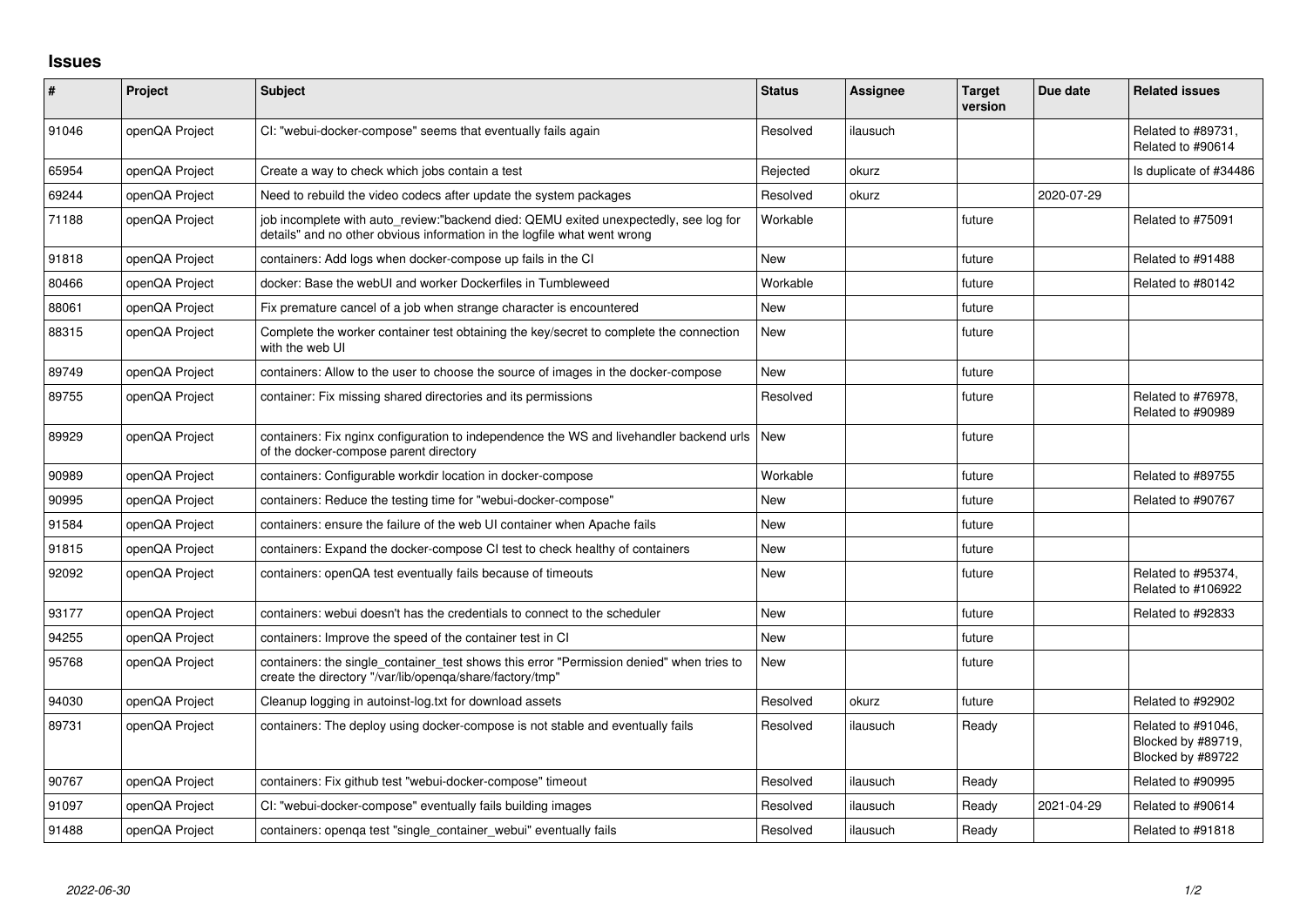# Issues

| # | Project | Subject | Status | Assignee | Target version | Due date | Related issues |
|---|---|---|---|---|---|---|---|
| 91046 | openQA Project | CI: "webui-docker-compose" seems that eventually fails again | Resolved | ilausuch | | | Related to #89731, Related to #90614 |
| 65954 | openQA Project | Create a way to check which jobs contain a test | Rejected | okurz | | | Is duplicate of #34486 |
| 69244 | openQA Project | Need to rebuild the video codecs after update the system packages | Resolved | okurz | | 2020-07-29 | |
| 71188 | openQA Project | job incomplete with auto_review:"backend died: QEMU exited unexpectedly, see log for details" and no other obvious information in the logfile what went wrong | Workable | | future | | Related to #75091 |
| 91818 | openQA Project | containers: Add logs when docker-compose up fails in the CI | New | | future | | Related to #91488 |
| 80466 | openQA Project | docker: Base the webUI and worker Dockerfiles in Tumbleweed | Workable | | future | | Related to #80142 |
| 88061 | openQA Project | Fix premature cancel of a job when strange character is encountered | New | | future | | |
| 88315 | openQA Project | Complete the worker container test obtaining the key/secret to complete the connection with the web UI | New | | future | | |
| 89749 | openQA Project | containers: Allow to the user to choose the source of images in the docker-compose | New | | future | | |
| 89755 | openQA Project | container: Fix missing shared directories and its permissions | Resolved | | future | | Related to #76978, Related to #90989 |
| 89929 | openQA Project | containers: Fix nginx configuration to independence the WS and livehandler backend urls of the docker-compose parent directory | New | | future | | |
| 90989 | openQA Project | containers: Configurable workdir location in docker-compose | Workable | | future | | Related to #89755 |
| 90995 | openQA Project | containers: Reduce the testing time for "webui-docker-compose" | New | | future | | Related to #90767 |
| 91584 | openQA Project | containers: ensure the failure of the web UI container when Apache fails | New | | future | | |
| 91815 | openQA Project | containers: Expand the docker-compose CI test to check healthy of containers | New | | future | | |
| 92092 | openQA Project | containers: openQA test eventually fails because of timeouts | New | | future | | Related to #95374, Related to #106922 |
| 93177 | openQA Project | containers: webui doesn't has the credentials to connect to the scheduler | New | | future | | Related to #92833 |
| 94255 | openQA Project | containers: Improve the speed of the container test in CI | New | | future | | |
| 95768 | openQA Project | containers: the single_container_test shows this error "Permission denied" when tries to create the directory "/var/lib/openqa/share/factory/tmp" | New | | future | | |
| 94030 | openQA Project | Cleanup logging in autoinst-log.txt for download assets | Resolved | okurz | future | | Related to #92902 |
| 89731 | openQA Project | containers: The deploy using docker-compose is not stable and eventually fails | Resolved | ilausuch | Ready | | Related to #91046, Blocked by #89719, Blocked by #89722 |
| 90767 | openQA Project | containers: Fix github test "webui-docker-compose" timeout | Resolved | ilausuch | Ready | | Related to #90995 |
| 91097 | openQA Project | CI: "webui-docker-compose" eventually fails building images | Resolved | ilausuch | Ready | 2021-04-29 | Related to #90614 |
| 91488 | openQA Project | containers: openqa test "single_container_webui" eventually fails | Resolved | ilausuch | Ready | | Related to #91818 |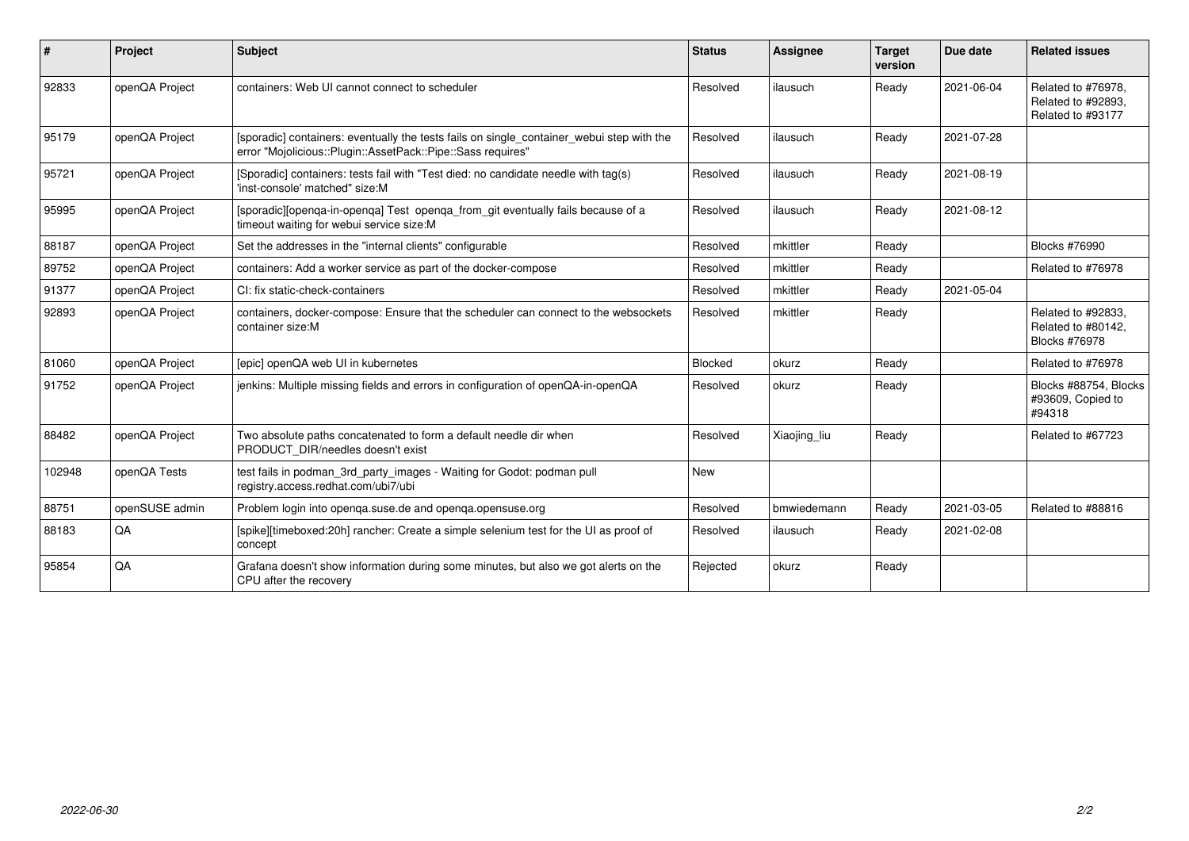| # | Project | Subject | Status | Assignee | Target version | Due date | Related issues |
|---|---|---|---|---|---|---|---|
| 92833 | openQA Project | containers: Web UI cannot connect to scheduler | Resolved | ilausuch | Ready | 2021-06-04 | Related to #76978, Related to #92893, Related to #93177 |
| 95179 | openQA Project | [sporadic] containers: eventually the tests fails on single_container_webui step with the error "Mojolicious::Plugin::AssetPack::Pipe::Sass requires" | Resolved | ilausuch | Ready | 2021-07-28 | |
| 95721 | openQA Project | [Sporadic] containers: tests fail with "Test died: no candidate needle with tag(s) 'inst-console' matched" size:M | Resolved | ilausuch | Ready | 2021-08-19 | |
| 95995 | openQA Project | [sporadic][openqa-in-openqa] Test openqa_from_git eventually fails because of a timeout waiting for webui service size:M | Resolved | ilausuch | Ready | 2021-08-12 | |
| 88187 | openQA Project | Set the addresses in the "internal clients" configurable | Resolved | mkittler | Ready | | Blocks #76990 |
| 89752 | openQA Project | containers: Add a worker service as part of the docker-compose | Resolved | mkittler | Ready | | Related to #76978 |
| 91377 | openQA Project | CI: fix static-check-containers | Resolved | mkittler | Ready | 2021-05-04 | |
| 92893 | openQA Project | containers, docker-compose: Ensure that the scheduler can connect to the websockets container size:M | Resolved | mkittler | Ready | | Related to #92833, Related to #80142, Blocks #76978 |
| 81060 | openQA Project | [epic] openQA web UI in kubernetes | Blocked | okurz | Ready | | Related to #76978 |
| 91752 | openQA Project | jenkins: Multiple missing fields and errors in configuration of openQA-in-openQA | Resolved | okurz | Ready | | Blocks #88754, Blocks #93609, Copied to #94318 |
| 88482 | openQA Project | Two absolute paths concatenated to form a default needle dir when PRODUCT_DIR/needles doesn't exist | Resolved | Xiaojing_liu | Ready | | Related to #67723 |
| 102948 | openQA Tests | test fails in podman_3rd_party_images - Waiting for Godot: podman pull registry.access.redhat.com/ubi7/ubi | New | | | | |
| 88751 | openSUSE admin | Problem login into openqa.suse.de and openqa.opensuse.org | Resolved | bmwiedemann | Ready | 2021-03-05 | Related to #88816 |
| 88183 | QA | [spike][timeboxed:20h] rancher: Create a simple selenium test for the UI as proof of concept | Resolved | ilausuch | Ready | 2021-02-08 | |
| 95854 | QA | Grafana doesn't show information during some minutes, but also we got alerts on the CPU after the recovery | Rejected | okurz | Ready | | |